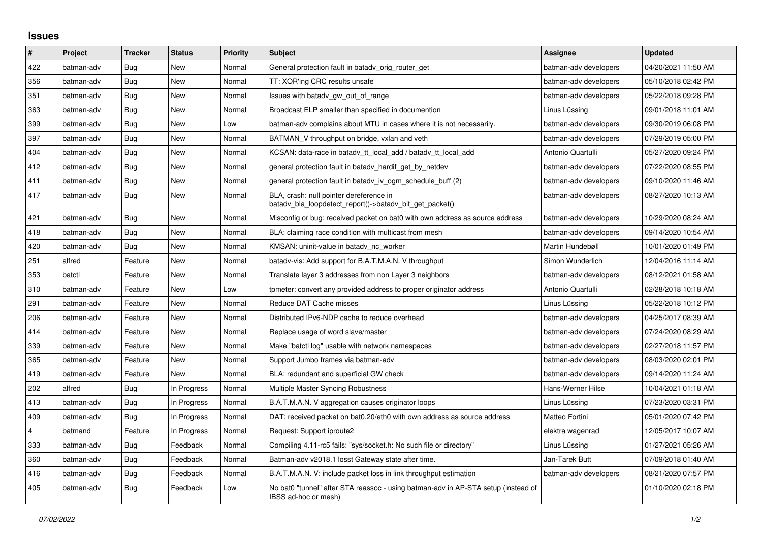# Issues

| # | Project | Tracker | Status | Priority | Subject | Assignee | Updated |
|---|---|---|---|---|---|---|---|
| 422 | batman-adv | Bug | New | Normal | General protection fault in batadv_orig_router_get | batman-adv developers | 04/20/2021 11:50 AM |
| 356 | batman-adv | Bug | New | Normal | TT: XOR'ing CRC results unsafe | batman-adv developers | 05/10/2018 02:42 PM |
| 351 | batman-adv | Bug | New | Normal | Issues with batadv_gw_out_of_range | batman-adv developers | 05/22/2018 09:28 PM |
| 363 | batman-adv | Bug | New | Normal | Broadcast ELP smaller than specified in documention | Linus Lüssing | 09/01/2018 11:01 AM |
| 399 | batman-adv | Bug | New | Low | batman-adv complains about MTU in cases where it is not necessarily. | batman-adv developers | 09/30/2019 06:08 PM |
| 397 | batman-adv | Bug | New | Normal | BATMAN_V throughput on bridge, vxlan and veth | batman-adv developers | 07/29/2019 05:00 PM |
| 404 | batman-adv | Bug | New | Normal | KCSAN: data-race in batadv_tt_local_add / batadv_tt_local_add | Antonio Quartulli | 05/27/2020 09:24 PM |
| 412 | batman-adv | Bug | New | Normal | general protection fault in batadv_hardif_get_by_netdev | batman-adv developers | 07/22/2020 08:55 PM |
| 411 | batman-adv | Bug | New | Normal | general protection fault in batadv_iv_ogm_schedule_buff (2) | batman-adv developers | 09/10/2020 11:46 AM |
| 417 | batman-adv | Bug | New | Normal | BLA, crash: null pointer dereference in batadv_bla_loopdetect_report()->batadv_bit_get_packet() | batman-adv developers | 08/27/2020 10:13 AM |
| 421 | batman-adv | Bug | New | Normal | Misconfig or bug: received packet on bat0 with own address as source address | batman-adv developers | 10/29/2020 08:24 AM |
| 418 | batman-adv | Bug | New | Normal | BLA: claiming race condition with multicast from mesh | batman-adv developers | 09/14/2020 10:54 AM |
| 420 | batman-adv | Bug | New | Normal | KMSAN: uninit-value in batadv_nc_worker | Martin Hundebøll | 10/01/2020 01:49 PM |
| 251 | alfred | Feature | New | Normal | batadv-vis: Add support for B.A.T.M.A.N. V throughput | Simon Wunderlich | 12/04/2016 11:14 AM |
| 353 | batctl | Feature | New | Normal | Translate layer 3 addresses from non Layer 3 neighbors | batman-adv developers | 08/12/2021 01:58 AM |
| 310 | batman-adv | Feature | New | Low | tpmeter: convert any provided address to proper originator address | Antonio Quartulli | 02/28/2018 10:18 AM |
| 291 | batman-adv | Feature | New | Normal | Reduce DAT Cache misses | Linus Lüssing | 05/22/2018 10:12 PM |
| 206 | batman-adv | Feature | New | Normal | Distributed IPv6-NDP cache to reduce overhead | batman-adv developers | 04/25/2017 08:39 AM |
| 414 | batman-adv | Feature | New | Normal | Replace usage of word slave/master | batman-adv developers | 07/24/2020 08:29 AM |
| 339 | batman-adv | Feature | New | Normal | Make "batctl log" usable with network namespaces | batman-adv developers | 02/27/2018 11:57 PM |
| 365 | batman-adv | Feature | New | Normal | Support Jumbo frames via batman-adv | batman-adv developers | 08/03/2020 02:01 PM |
| 419 | batman-adv | Feature | New | Normal | BLA: redundant and superficial GW check | batman-adv developers | 09/14/2020 11:24 AM |
| 202 | alfred | Bug | In Progress | Normal | Multiple Master Syncing Robustness | Hans-Werner Hilse | 10/04/2021 01:18 AM |
| 413 | batman-adv | Bug | In Progress | Normal | B.A.T.M.A.N. V aggregation causes originator loops | Linus Lüssing | 07/23/2020 03:31 PM |
| 409 | batman-adv | Bug | In Progress | Normal | DAT: received packet on bat0.20/eth0 with own address as source address | Matteo Fortini | 05/01/2020 07:42 PM |
| 4 | batmand | Feature | In Progress | Normal | Request: Support iproute2 | elektra wagenrad | 12/05/2017 10:07 AM |
| 333 | batman-adv | Bug | Feedback | Normal | Compiling 4.11-rc5 fails: "sys/socket.h: No such file or directory" | Linus Lüssing | 01/27/2021 05:26 AM |
| 360 | batman-adv | Bug | Feedback | Normal | Batman-adv v2018.1 losst Gateway state after time. | Jan-Tarek Butt | 07/09/2018 01:40 AM |
| 416 | batman-adv | Bug | Feedback | Normal | B.A.T.M.A.N. V: include packet loss in link throughput estimation | batman-adv developers | 08/21/2020 07:57 PM |
| 405 | batman-adv | Bug | Feedback | Low | No bat0 "tunnel" after STA reassoc - using batman-adv in AP-STA setup (instead of IBSS ad-hoc or mesh) | | 01/10/2020 02:18 PM |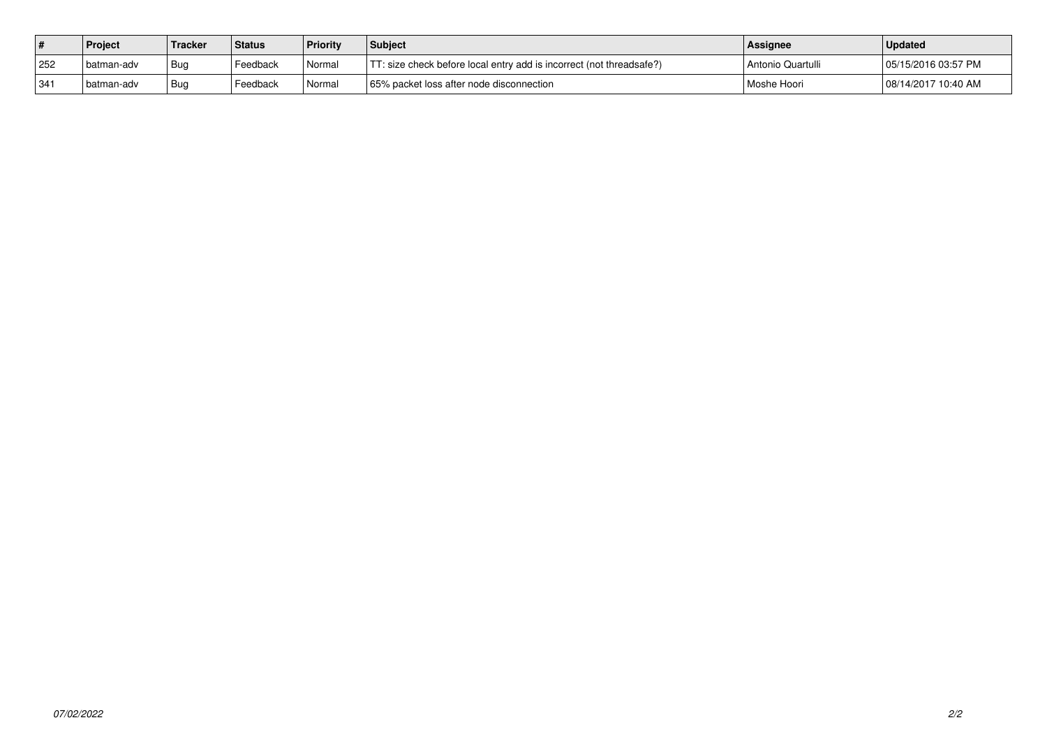| # | Project | Tracker | Status | Priority | Subject | Assignee | Updated |
|---|---|---|---|---|---|---|---|
| 252 | batman-adv | Bug | Feedback | Normal | TT: size check before local entry add is incorrect (not threadsafe?) | Antonio Quartulli | 05/15/2016 03:57 PM |
| 341 | batman-adv | Bug | Feedback | Normal | 65% packet loss after node disconnection | Moshe Hoori | 08/14/2017 10:40 AM |